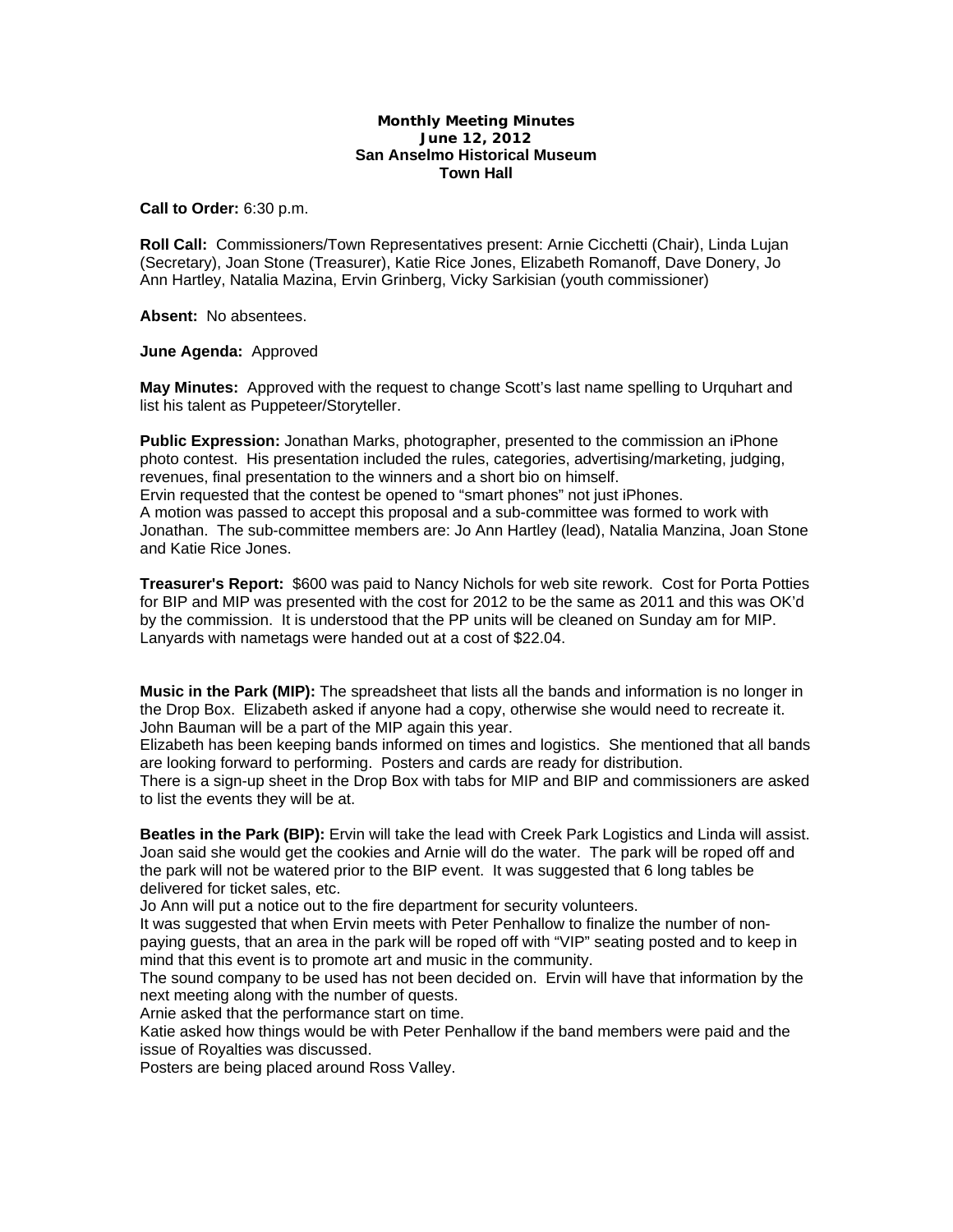**Monthly Meeting Minutes**
**June 12, 2012**
**San Anselmo Historical Museum**
**Town Hall**

**Call to Order:** 6:30 p.m.

**Roll Call:** Commissioners/Town Representatives present: Arnie Cicchetti (Chair), Linda Lujan (Secretary), Joan Stone (Treasurer), Katie Rice Jones, Elizabeth Romanoff, Dave Donery, Jo Ann Hartley, Natalia Mazina, Ervin Grinberg, Vicky Sarkisian (youth commissioner)

**Absent:** No absentees.

**June Agenda:** Approved

**May Minutes:** Approved with the request to change Scott's last name spelling to Urquhart and list his talent as Puppeteer/Storyteller.

**Public Expression:** Jonathan Marks, photographer, presented to the commission an iPhone photo contest. His presentation included the rules, categories, advertising/marketing, judging, revenues, final presentation to the winners and a short bio on himself.
Ervin requested that the contest be opened to "smart phones" not just iPhones.
A motion was passed to accept this proposal and a sub-committee was formed to work with Jonathan. The sub-committee members are: Jo Ann Hartley (lead), Natalia Manzina, Joan Stone and Katie Rice Jones.

**Treasurer's Report:** $600 was paid to Nancy Nichols for web site rework. Cost for Porta Potties for BIP and MIP was presented with the cost for 2012 to be the same as 2011 and this was OK'd by the commission. It is understood that the PP units will be cleaned on Sunday am for MIP. Lanyards with nametags were handed out at a cost of $22.04.

**Music in the Park (MIP):** The spreadsheet that lists all the bands and information is no longer in the Drop Box. Elizabeth asked if anyone had a copy, otherwise she would need to recreate it. John Bauman will be a part of the MIP again this year.
Elizabeth has been keeping bands informed on times and logistics. She mentioned that all bands are looking forward to performing. Posters and cards are ready for distribution.
There is a sign-up sheet in the Drop Box with tabs for MIP and BIP and commissioners are asked to list the events they will be at.

**Beatles in the Park (BIP):** Ervin will take the lead with Creek Park Logistics and Linda will assist. Joan said she would get the cookies and Arnie will do the water. The park will be roped off and the park will not be watered prior to the BIP event. It was suggested that 6 long tables be delivered for ticket sales, etc.
Jo Ann will put a notice out to the fire department for security volunteers.
It was suggested that when Ervin meets with Peter Penhallow to finalize the number of non-paying guests, that an area in the park will be roped off with "VIP" seating posted and to keep in mind that this event is to promote art and music in the community.
The sound company to be used has not been decided on. Ervin will have that information by the next meeting along with the number of quests.
Arnie asked that the performance start on time.
Katie asked how things would be with Peter Penhallow if the band members were paid and the issue of Royalties was discussed.
Posters are being placed around Ross Valley.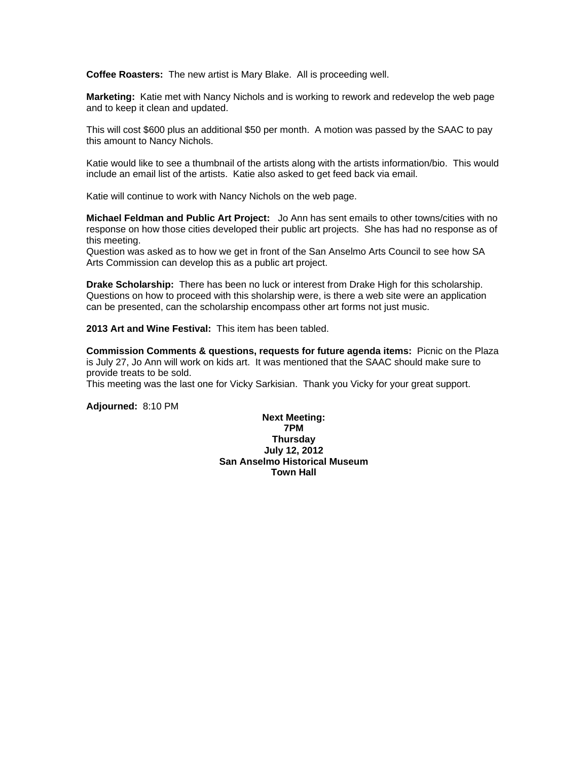**Coffee Roasters:** The new artist is Mary Blake. All is proceeding well.

**Marketing:** Katie met with Nancy Nichols and is working to rework and redevelop the web page and to keep it clean and updated.

This will cost $600 plus an additional $50 per month. A motion was passed by the SAAC to pay this amount to Nancy Nichols.

Katie would like to see a thumbnail of the artists along with the artists information/bio. This would include an email list of the artists. Katie also asked to get feed back via email.

Katie will continue to work with Nancy Nichols on the web page.

**Michael Feldman and Public Art Project:** Jo Ann has sent emails to other towns/cities with no response on how those cities developed their public art projects. She has had no response as of this meeting.
Question was asked as to how we get in front of the San Anselmo Arts Council to see how SA Arts Commission can develop this as a public art project.

**Drake Scholarship:** There has been no luck or interest from Drake High for this scholarship. Questions on how to proceed with this sholarship were, is there a web site were an application can be presented, can the scholarship encompass other art forms not just music.

**2013 Art and Wine Festival:** This item has been tabled.

**Commission Comments & questions, requests for future agenda items:** Picnic on the Plaza is July 27, Jo Ann will work on kids art. It was mentioned that the SAAC should make sure to provide treats to be sold.
This meeting was the last one for Vicky Sarkisian. Thank you Vicky for your great support.

**Adjourned:** 8:10 PM

**Next Meeting:**
**7PM**
**Thursday**
**July 12, 2012**
**San Anselmo Historical Museum**
**Town Hall**